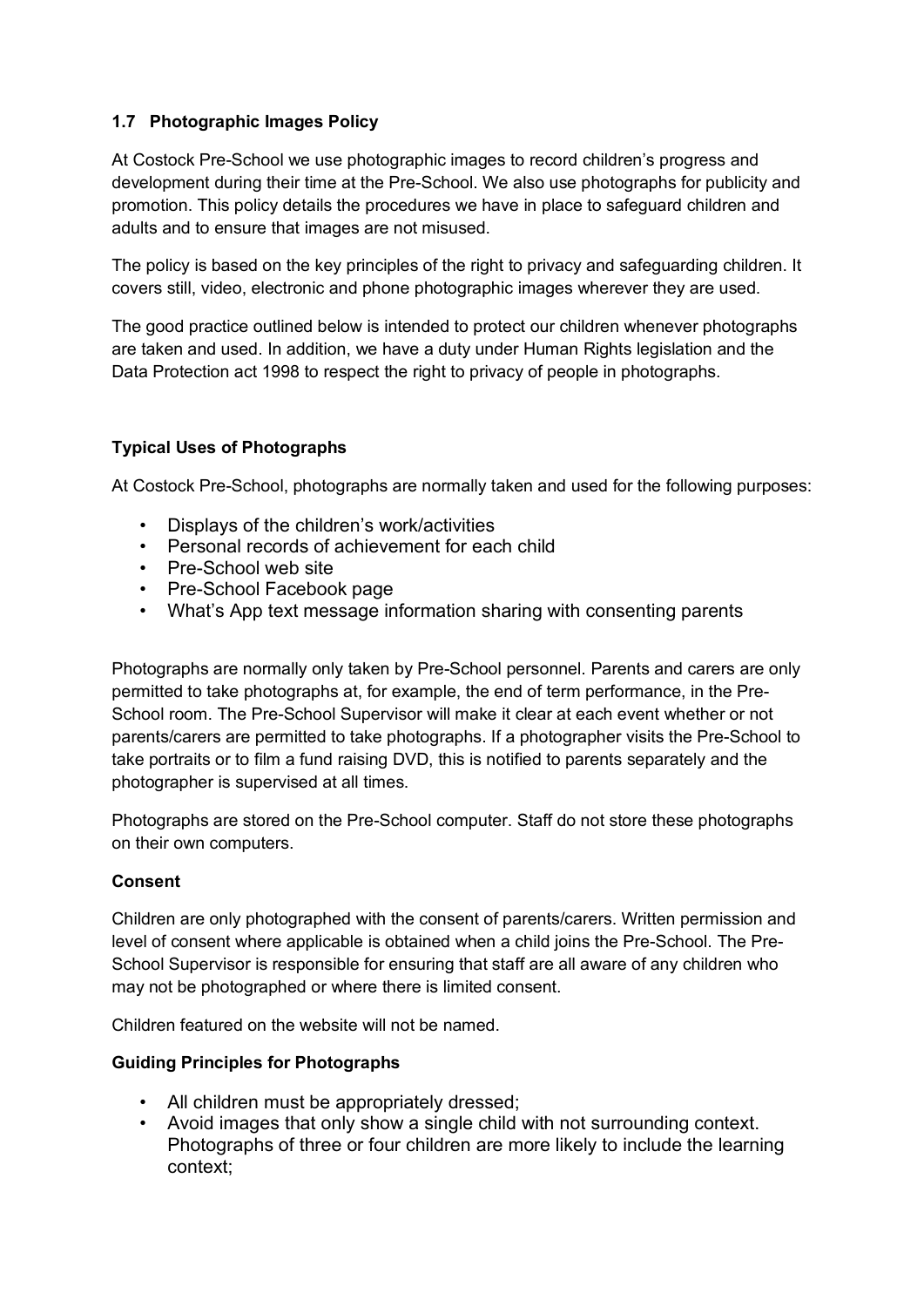### 1.7 Photographic Images Policy

At Costock Pre-School we use photographic images to record children's progress and development during their time at the Pre-School. We also use photographs for publicity and promotion. This policy details the procedures we have in place to safeguard children and adults and to ensure that images are not misused.

The policy is based on the key principles of the right to privacy and safeguarding children. It covers still, video, electronic and phone photographic images wherever they are used.

The good practice outlined below is intended to protect our children whenever photographs are taken and used. In addition, we have a duty under Human Rights legislation and the Data Protection act 1998 to respect the right to privacy of people in photographs.

#### Typical Uses of Photographs

At Costock Pre-School, photographs are normally taken and used for the following purposes:

- Displays of the children's work/activities
- Personal records of achievement for each child
- Pre-School web site
- Pre-School Facebook page
- What's App text message information sharing with consenting parents

Photographs are normally only taken by Pre-School personnel. Parents and carers are only permitted to take photographs at, for example, the end of term performance, in the Pre-School room. The Pre-School Supervisor will make it clear at each event whether or not parents/carers are permitted to take photographs. If a photographer visits the Pre-School to take portraits or to film a fund raising DVD, this is notified to parents separately and the photographer is supervised at all times.

Photographs are stored on the Pre-School computer. Staff do not store these photographs on their own computers.

#### Consent

Children are only photographed with the consent of parents/carers. Written permission and level of consent where applicable is obtained when a child joins the Pre-School. The Pre-School Supervisor is responsible for ensuring that staff are all aware of any children who may not be photographed or where there is limited consent.

Children featured on the website will not be named.

#### Guiding Principles for Photographs

- All children must be appropriately dressed;
- Avoid images that only show a single child with not surrounding context. Photographs of three or four children are more likely to include the learning context;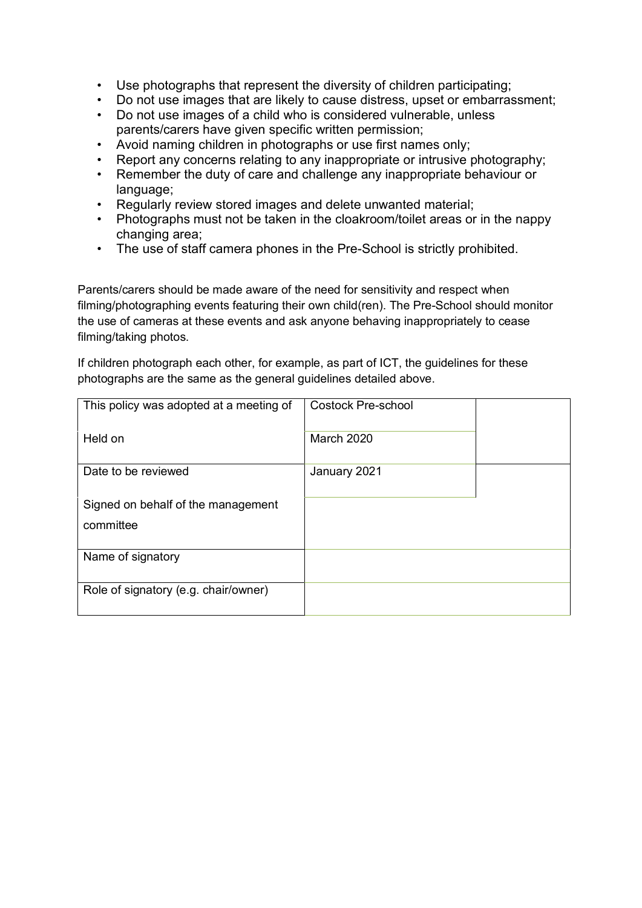- Use photographs that represent the diversity of children participating;
- Do not use images that are likely to cause distress, upset or embarrassment;
- Do not use images of a child who is considered vulnerable, unless parents/carers have given specific written permission;
- Avoid naming children in photographs or use first names only;
- Report any concerns relating to any inappropriate or intrusive photography;
- Remember the duty of care and challenge any inappropriate behaviour or language;
- Regularly review stored images and delete unwanted material;
- Photographs must not be taken in the cloakroom/toilet areas or in the nappy changing area;
- The use of staff camera phones in the Pre-School is strictly prohibited.

Parents/carers should be made aware of the need for sensitivity and respect when filming/photographing events featuring their own child(ren). The Pre-School should monitor the use of cameras at these events and ask anyone behaving inappropriately to cease filming/taking photos.

If children photograph each other, for example, as part of ICT, the guidelines for these photographs are the same as the general guidelines detailed above.

| | | |
|---|---|---|
| This policy was adopted at a meeting of | Costock Pre-school | |
| Held on | March 2020 | |
| Date to be reviewed | January 2021 | |
| Signed on behalf of the management committee | | |
| Name of signatory | | |
| Role of signatory (e.g. chair/owner) | | |